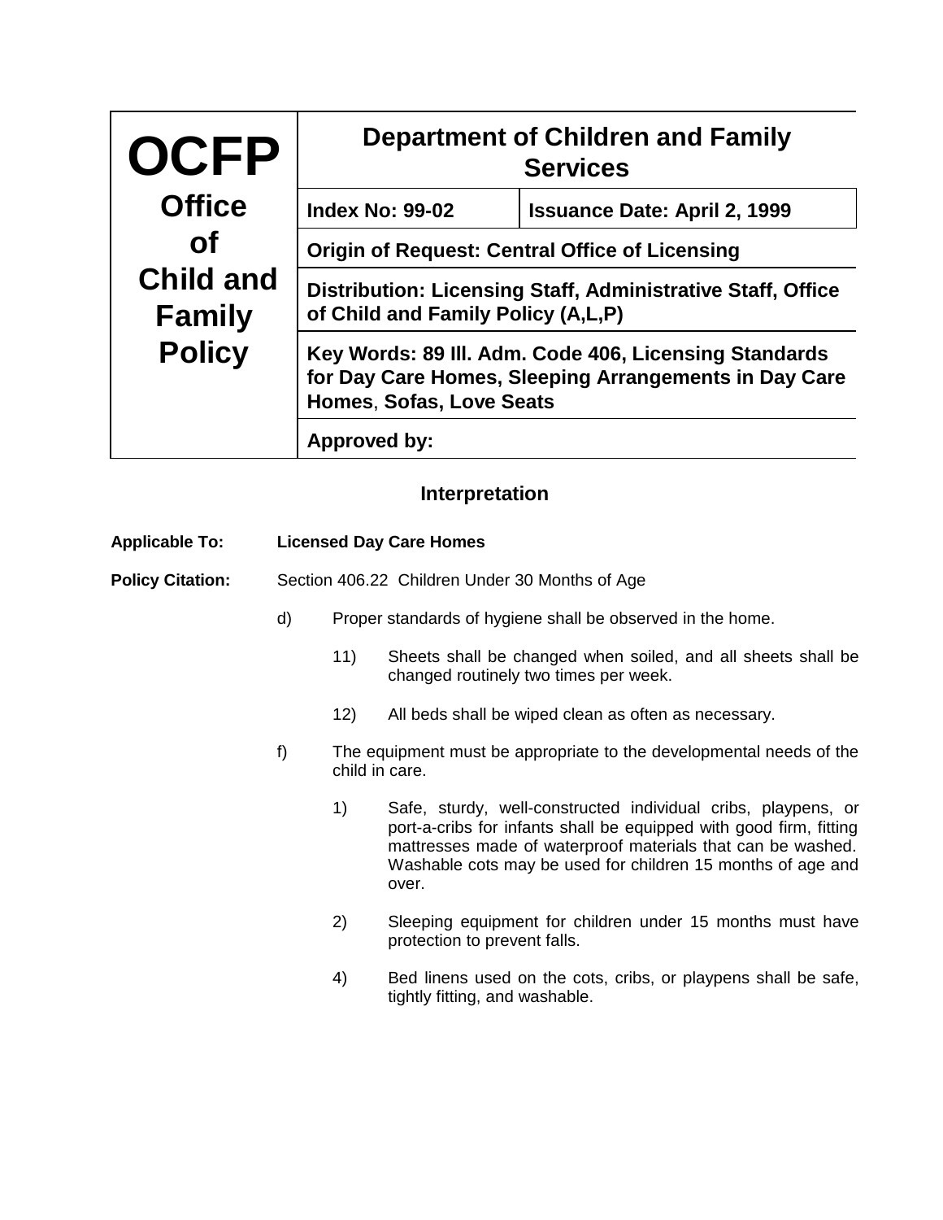| OCFP Office of Child and Family Policy | Department of Children and Family Services | |
| --- | --- | --- |
| | **Index No: 99-02** | **Issuance Date: April 2, 1999** |
| | **Origin of Request: Central Office of Licensing** | |
| | **Distribution: Licensing Staff, Administrative Staff, Office of Child and Family Policy (A,L,P)** | |
| | **Key Words: 89 Ill. Adm. Code 406, Licensing Standards for Day Care Homes, Sleeping Arrangements in Day Care Homes, Sofas, Love Seats** | |
| | **Approved by:** | |

## Interpretation

**Applicable To:** **Licensed Day Care Homes**

**Policy Citation:** Section 406.22 Children Under 30 Months of Age

d) Proper standards of hygiene shall be observed in the home.

11) Sheets shall be changed when soiled, and all sheets shall be changed routinely two times per week.

12) All beds shall be wiped clean as often as necessary.

f) The equipment must be appropriate to the developmental needs of the child in care.

1) Safe, sturdy, well-constructed individual cribs, playpens, or port-a-cribs for infants shall be equipped with good firm, fitting mattresses made of waterproof materials that can be washed. Washable cots may be used for children 15 months of age and over.

2) Sleeping equipment for children under 15 months must have protection to prevent falls.

4) Bed linens used on the cots, cribs, or playpens shall be safe, tightly fitting, and washable.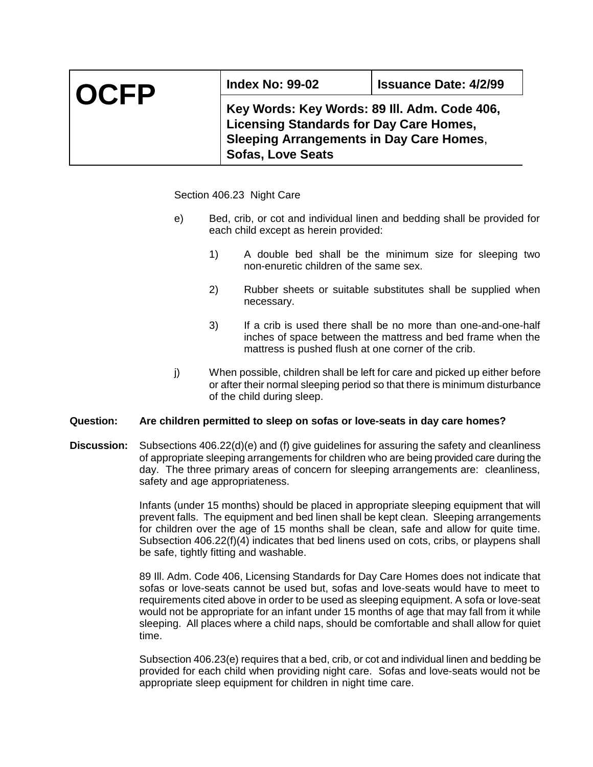| OCFP | Index No: 99-02 | Issuance Date: 4/2/99 |
|---|---|---|
| | Key Words: Key Words: 89 Ill. Adm. Code 406, Licensing Standards for Day Care Homes, Sleeping Arrangements in Day Care Homes, Sofas, Love Seats | |

Section 406.23 Night Care

e) Bed, crib, or cot and individual linen and bedding shall be provided for each child except as herein provided:

1) A double bed shall be the minimum size for sleeping two non-enuretic children of the same sex.

2) Rubber sheets or suitable substitutes shall be supplied when necessary.

3) If a crib is used there shall be no more than one-and-one-half inches of space between the mattress and bed frame when the mattress is pushed flush at one corner of the crib.

j) When possible, children shall be left for care and picked up either before or after their normal sleeping period so that there is minimum disturbance of the child during sleep.

**Question:** **Are children permitted to sleep on sofas or love-seats in day care homes?**

**Discussion:** Subsections 406.22(d)(e) and (f) give guidelines for assuring the safety and cleanliness of appropriate sleeping arrangements for children who are being provided care during the day. The three primary areas of concern for sleeping arrangements are: cleanliness, safety and age appropriateness.

Infants (under 15 months) should be placed in appropriate sleeping equipment that will prevent falls. The equipment and bed linen shall be kept clean. Sleeping arrangements for children over the age of 15 months shall be clean, safe and allow for quite time. Subsection 406.22(f)(4) indicates that bed linens used on cots, cribs, or playpens shall be safe, tightly fitting and washable.

89 Ill. Adm. Code 406, Licensing Standards for Day Care Homes does not indicate that sofas or love-seats cannot be used but, sofas and love-seats would have to meet to requirements cited above in order to be used as sleeping equipment. A sofa or love-seat would not be appropriate for an infant under 15 months of age that may fall from it while sleeping. All places where a child naps, should be comfortable and shall allow for quiet time.

Subsection 406.23(e) requires that a bed, crib, or cot and individual linen and bedding be provided for each child when providing night care. Sofas and love-seats would not be appropriate sleep equipment for children in night time care.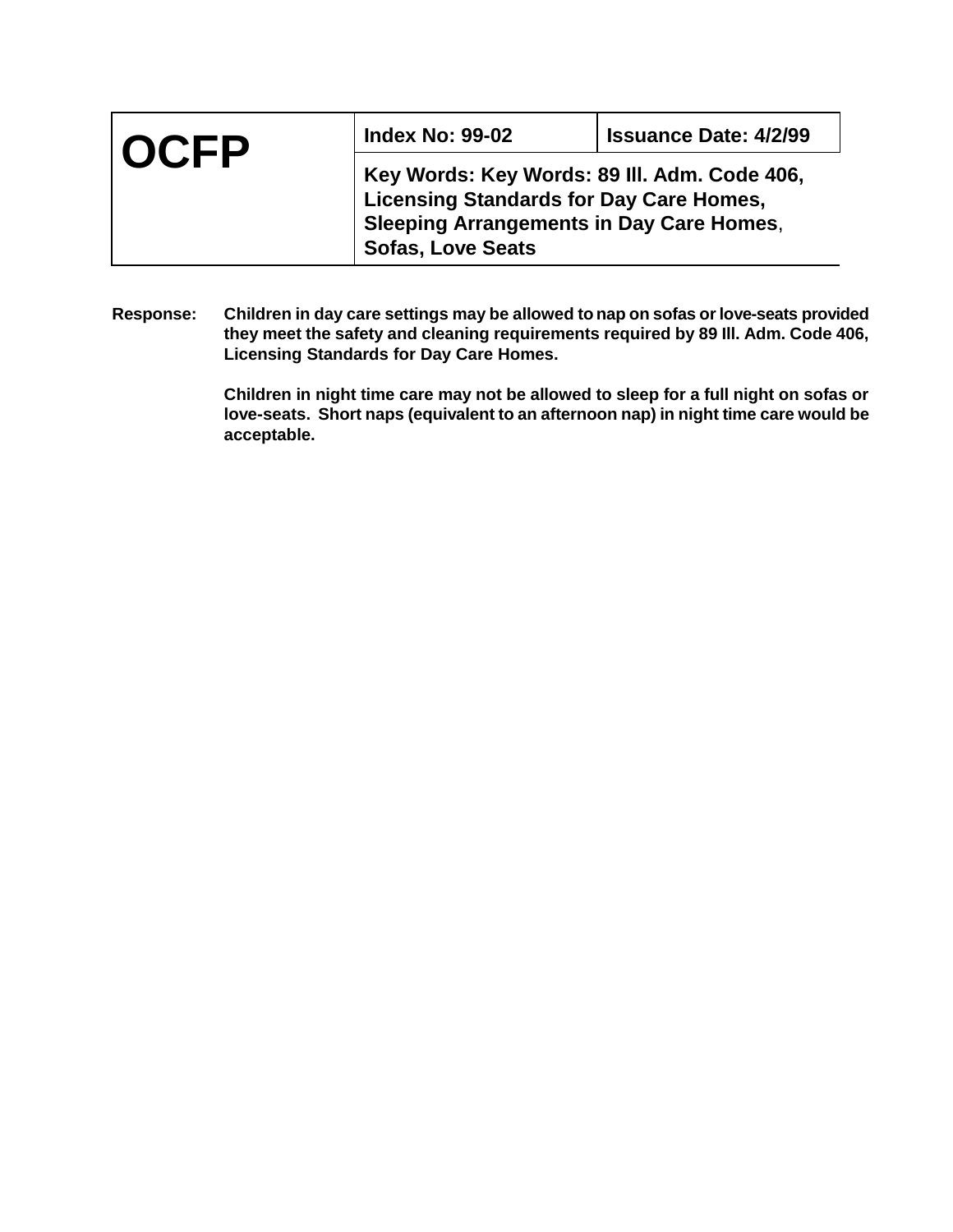| OCFP | Index No: 99-02 | Issuance Date: 4/2/99 |
|---|---|---|
| | Key Words: Key Words: 89 Ill. Adm. Code 406, Licensing Standards for Day Care Homes, Sleeping Arrangements in Day Care Homes, Sofas, Love Seats | |

**Response:** **Children in day care settings may be allowed to nap on sofas or love-seats provided they meet the safety and cleaning requirements required by 89 Ill. Adm. Code 406, Licensing Standards for Day Care Homes.**

**Children in night time care may not be allowed to sleep for a full night on sofas or love-seats. Short naps (equivalent to an afternoon nap) in night time care would be acceptable.**